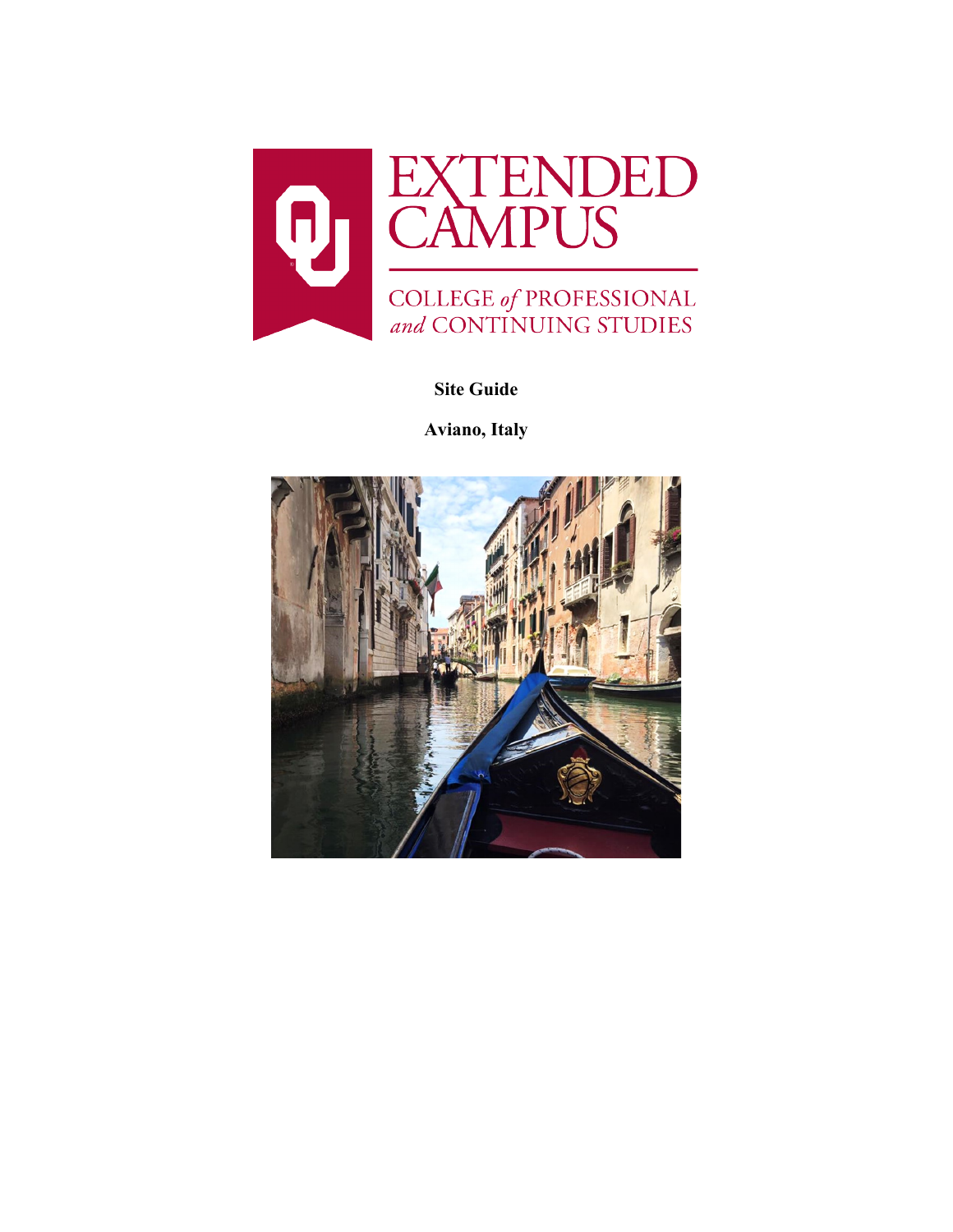EXTENDED CAMPUS

COLLEGE *of* PROFESSIONAL *and* CONTINUING STUDIES

**Site Guide**

**Aviano, Italy**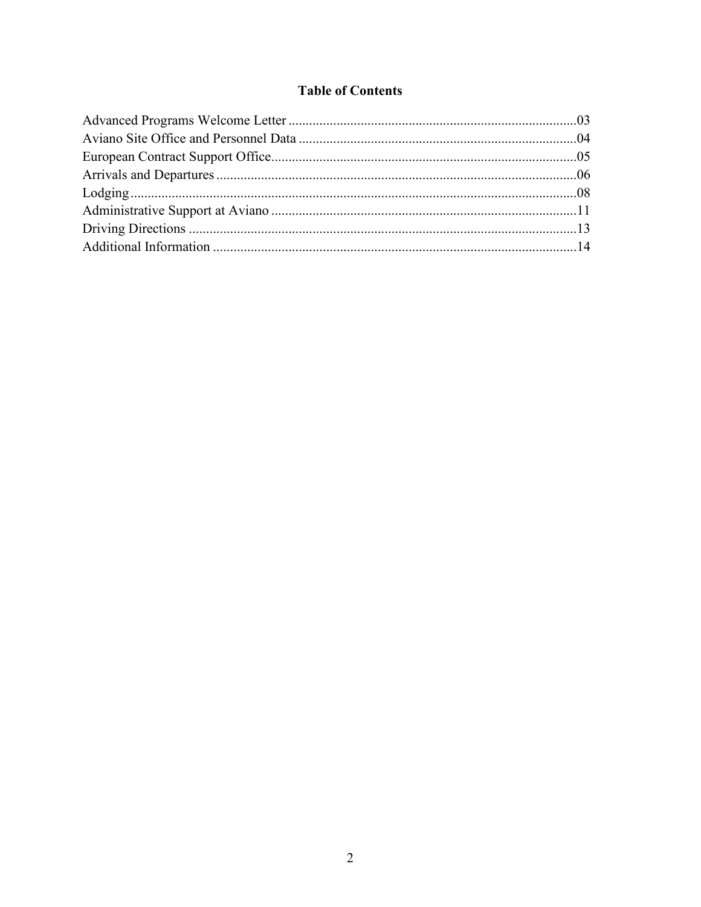# Table of Contents

Advanced Programs Welcome Letter ....................................................................................03
Aviano Site Office and Personnel Data .................................................................................04
European Contract Support Office.........................................................................................05
Arrivals and Departures .........................................................................................................06
Lodging..................................................................................................................................08
Administrative Support at Aviano .........................................................................................11
Driving Directions .................................................................................................................13
Additional Information .........................................................................................................14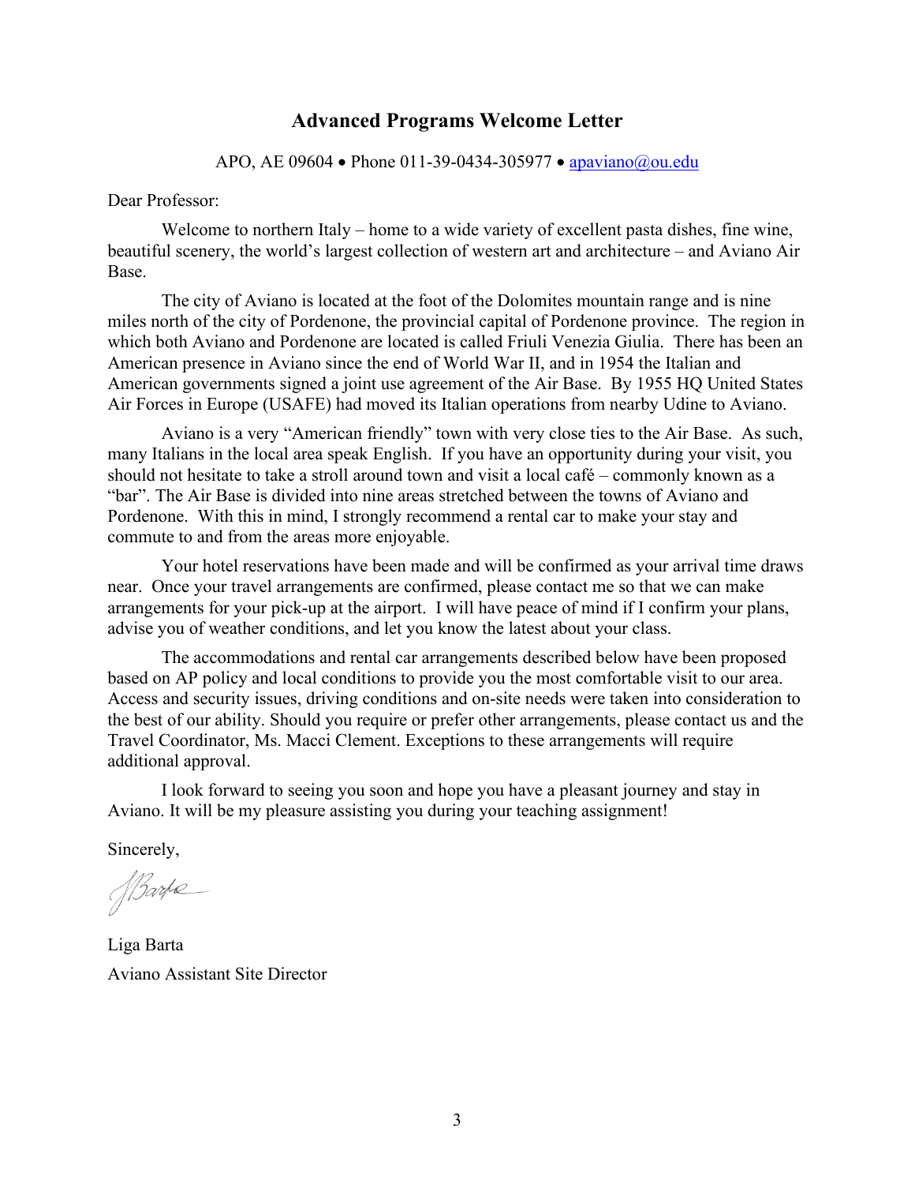## Advanced Programs Welcome Letter

APO, AE 09604 • Phone 011-39-0434-305977 • apaviano@ou.edu

Dear Professor:

Welcome to northern Italy – home to a wide variety of excellent pasta dishes, fine wine, beautiful scenery, the world's largest collection of western art and architecture – and Aviano Air Base.

The city of Aviano is located at the foot of the Dolomites mountain range and is nine miles north of the city of Pordenone, the provincial capital of Pordenone province. The region in which both Aviano and Pordenone are located is called Friuli Venezia Giulia. There has been an American presence in Aviano since the end of World War II, and in 1954 the Italian and American governments signed a joint use agreement of the Air Base. By 1955 HQ United States Air Forces in Europe (USAFE) had moved its Italian operations from nearby Udine to Aviano.

Aviano is a very "American friendly" town with very close ties to the Air Base. As such, many Italians in the local area speak English. If you have an opportunity during your visit, you should not hesitate to take a stroll around town and visit a local café – commonly known as a "bar". The Air Base is divided into nine areas stretched between the towns of Aviano and Pordenone. With this in mind, I strongly recommend a rental car to make your stay and commute to and from the areas more enjoyable.

Your hotel reservations have been made and will be confirmed as your arrival time draws near. Once your travel arrangements are confirmed, please contact me so that we can make arrangements for your pick-up at the airport. I will have peace of mind if I confirm your plans, advise you of weather conditions, and let you know the latest about your class.

The accommodations and rental car arrangements described below have been proposed based on AP policy and local conditions to provide you the most comfortable visit to our area. Access and security issues, driving conditions and on-site needs were taken into consideration to the best of our ability. Should you require or prefer other arrangements, please contact us and the Travel Coordinator, Ms. Macci Clement. Exceptions to these arrangements will require additional approval.

I look forward to seeing you soon and hope you have a pleasant journey and stay in Aviano. It will be my pleasure assisting you during your teaching assignment!

Sincerely,

Liga Barta
Aviano Assistant Site Director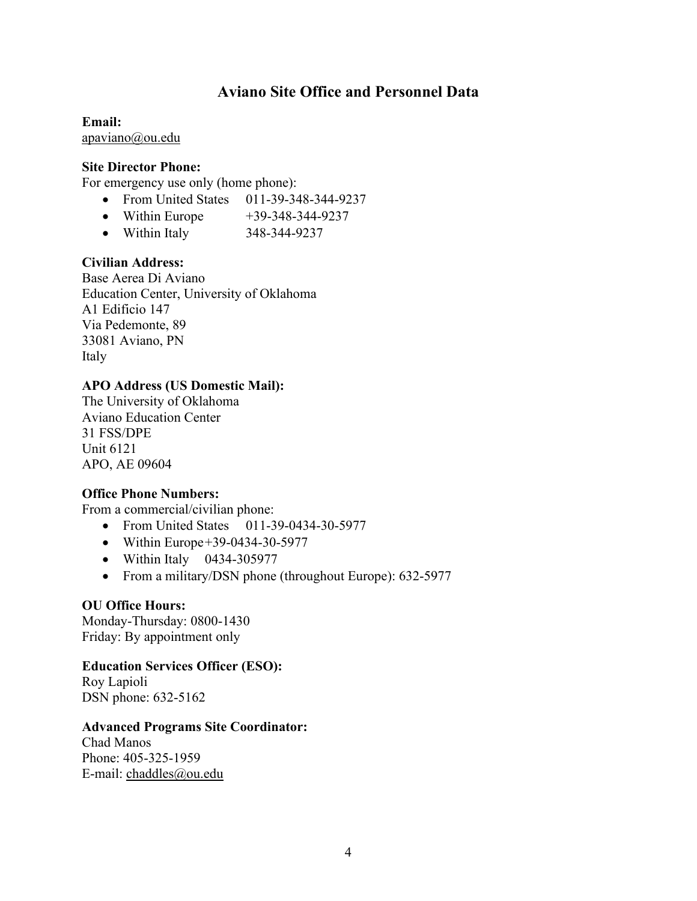## Aviano Site Office and Personnel Data

**Email:**
apaviano@ou.edu

**Site Director Phone:**
For emergency use only (home phone):

- From United States 011-39-348-344-9237
- Within Europe +39-348-344-9237
- Within Italy 348-344-9237

**Civilian Address:**
Base Aerea Di Aviano
Education Center, University of Oklahoma
A1 Edificio 147
Via Pedemonte, 89
33081 Aviano, PN
Italy

**APO Address (US Domestic Mail):**
The University of Oklahoma
Aviano Education Center
31 FSS/DPE
Unit 6121
APO, AE 09604

**Office Phone Numbers:**
From a commercial/civilian phone:

- From United States 011-39-0434-30-5977
- Within Europe+39-0434-30-5977
- Within Italy 0434-305977
- From a military/DSN phone (throughout Europe): 632-5977

**OU Office Hours:**
Monday-Thursday: 0800-1430
Friday: By appointment only

**Education Services Officer (ESO):**
Roy Lapioli
DSN phone: 632-5162

**Advanced Programs Site Coordinator:**
Chad Manos
Phone: 405-325-1959
E-mail: chaddles@ou.edu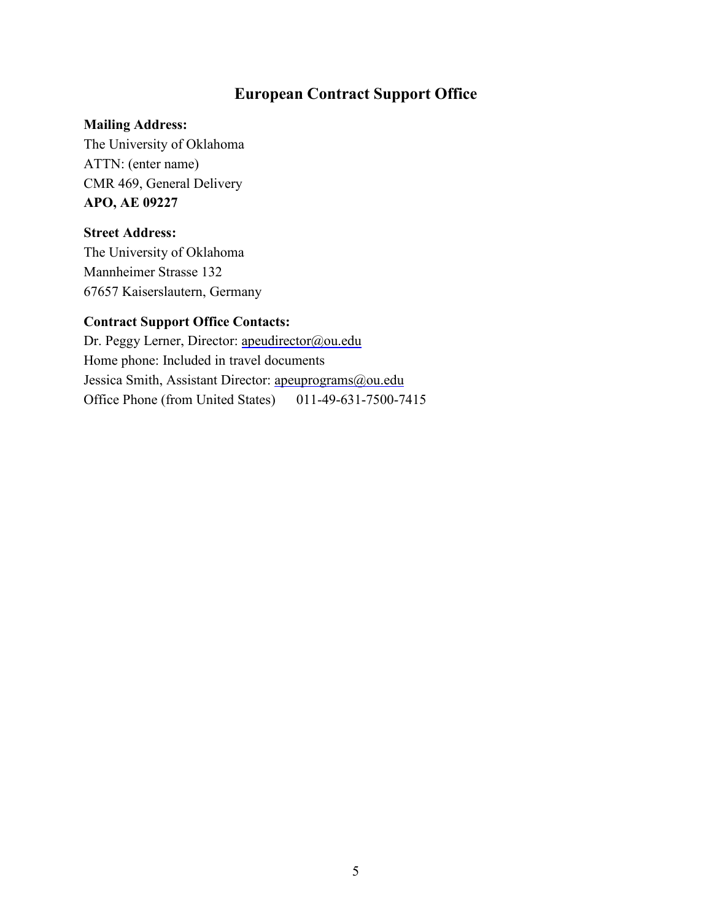## European Contract Support Office

**Mailing Address:**
The University of Oklahoma
ATTN: (enter name)
CMR 469, General Delivery
**APO, AE 09227**

**Street Address:**
The University of Oklahoma
Mannheimer Strasse 132
67657 Kaiserslautern, Germany

**Contract Support Office Contacts:**
Dr. Peggy Lerner, Director: apeudirector@ou.edu
Home phone: Included in travel documents
Jessica Smith, Assistant Director: apeuprograms@ou.edu
Office Phone (from United States) 011-49-631-7500-7415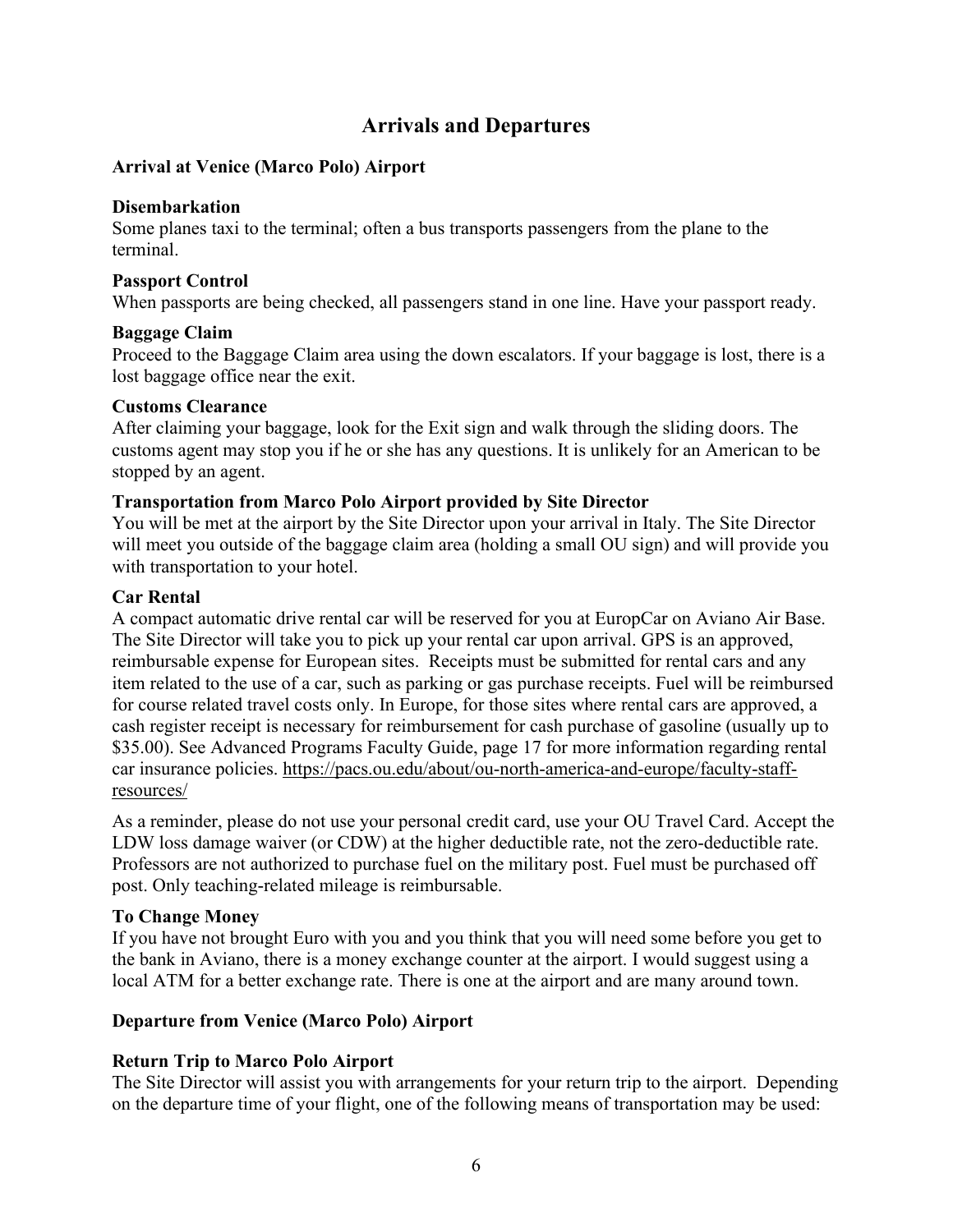# Arrivals and Departures

## Arrival at Venice (Marco Polo) Airport

### Disembarkation

Some planes taxi to the terminal; often a bus transports passengers from the plane to the terminal.

### Passport Control

When passports are being checked, all passengers stand in one line. Have your passport ready.

### Baggage Claim

Proceed to the Baggage Claim area using the down escalators. If your baggage is lost, there is a lost baggage office near the exit.

### Customs Clearance

After claiming your baggage, look for the Exit sign and walk through the sliding doors. The customs agent may stop you if he or she has any questions. It is unlikely for an American to be stopped by an agent.

### Transportation from Marco Polo Airport provided by Site Director

You will be met at the airport by the Site Director upon your arrival in Italy. The Site Director will meet you outside of the baggage claim area (holding a small OU sign) and will provide you with transportation to your hotel.

### Car Rental

A compact automatic drive rental car will be reserved for you at EuropCar on Aviano Air Base. The Site Director will take you to pick up your rental car upon arrival. GPS is an approved, reimbursable expense for European sites. Receipts must be submitted for rental cars and any item related to the use of a car, such as parking or gas purchase receipts. Fuel will be reimbursed for course related travel costs only. In Europe, for those sites where rental cars are approved, a cash register receipt is necessary for reimbursement for cash purchase of gasoline (usually up to $35.00). See Advanced Programs Faculty Guide, page 17 for more information regarding rental car insurance policies. https://pacs.ou.edu/about/ou-north-america-and-europe/faculty-staff-resources/

As a reminder, please do not use your personal credit card, use your OU Travel Card. Accept the LDW loss damage waiver (or CDW) at the higher deductible rate, not the zero-deductible rate. Professors are not authorized to purchase fuel on the military post. Fuel must be purchased off post. Only teaching-related mileage is reimbursable.

### To Change Money

If you have not brought Euro with you and you think that you will need some before you get to the bank in Aviano, there is a money exchange counter at the airport. I would suggest using a local ATM for a better exchange rate. There is one at the airport and are many around town.

## Departure from Venice (Marco Polo) Airport

### Return Trip to Marco Polo Airport

The Site Director will assist you with arrangements for your return trip to the airport. Depending on the departure time of your flight, one of the following means of transportation may be used: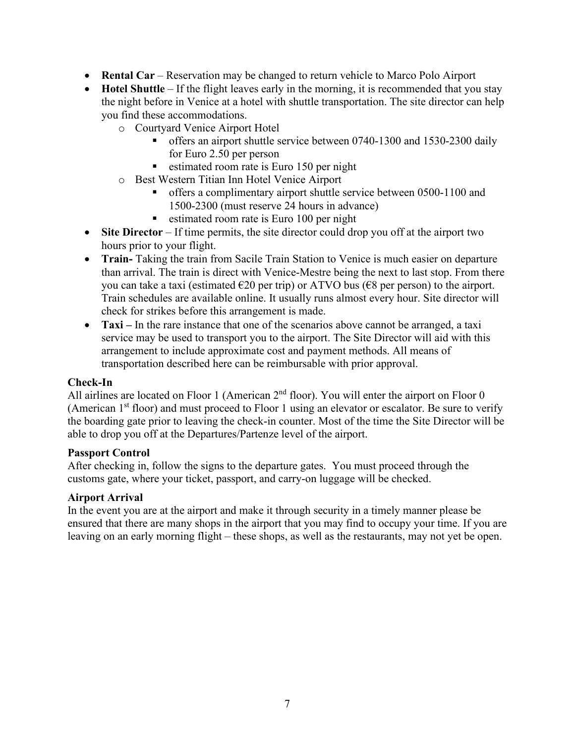- **Rental Car** – Reservation may be changed to return vehicle to Marco Polo Airport
- **Hotel Shuttle** – If the flight leaves early in the morning, it is recommended that you stay the night before in Venice at a hotel with shuttle transportation. The site director can help you find these accommodations.
  - Courtyard Venice Airport Hotel
    - offers an airport shuttle service between 0740-1300 and 1530-2300 daily for Euro 2.50 per person
    - estimated room rate is Euro 150 per night
  - Best Western Titian Inn Hotel Venice Airport
    - offers a complimentary airport shuttle service between 0500-1100 and 1500-2300 (must reserve 24 hours in advance)
    - estimated room rate is Euro 100 per night
- **Site Director** – If time permits, the site director could drop you off at the airport two hours prior to your flight.
- **Train-** Taking the train from Sacile Train Station to Venice is much easier on departure than arrival. The train is direct with Venice-Mestre being the next to last stop. From there you can take a taxi (estimated €20 per trip) or ATVO bus (€8 per person) to the airport. Train schedules are available online. It usually runs almost every hour. Site director will check for strikes before this arrangement is made.
- **Taxi –** In the rare instance that one of the scenarios above cannot be arranged, a taxi service may be used to transport you to the airport. The Site Director will aid with this arrangement to include approximate cost and payment methods. All means of transportation described here can be reimbursable with prior approval.

**Check-In**

All airlines are located on Floor 1 (American 2nd floor). You will enter the airport on Floor 0 (American 1st floor) and must proceed to Floor 1 using an elevator or escalator. Be sure to verify the boarding gate prior to leaving the check-in counter. Most of the time the Site Director will be able to drop you off at the Departures/Partenze level of the airport.

**Passport Control**

After checking in, follow the signs to the departure gates. You must proceed through the customs gate, where your ticket, passport, and carry-on luggage will be checked.

**Airport Arrival**

In the event you are at the airport and make it through security in a timely manner please be ensured that there are many shops in the airport that you may find to occupy your time. If you are leaving on an early morning flight – these shops, as well as the restaurants, may not yet be open.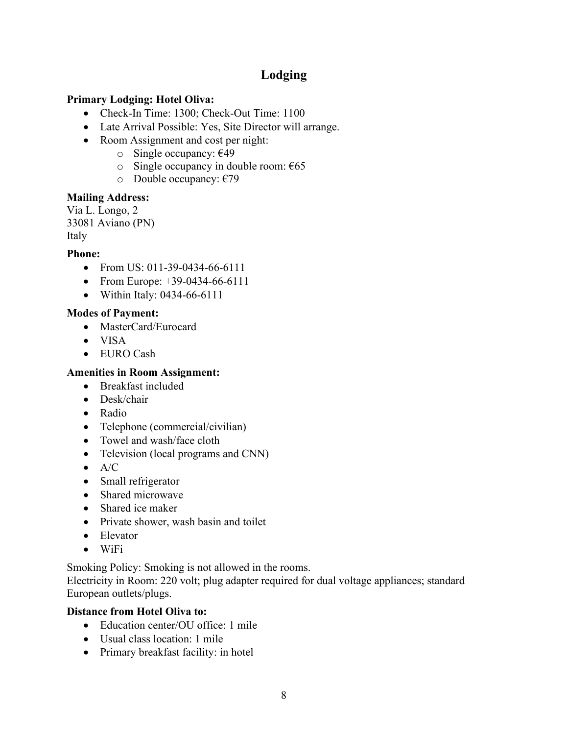# Lodging

**Primary Lodging: Hotel Oliva:**

- Check-In Time: 1300; Check-Out Time: 1100
- Late Arrival Possible: Yes, Site Director will arrange.
- Room Assignment and cost per night:
  - Single occupancy: €49
  - Single occupancy in double room: €65
  - Double occupancy: €79

**Mailing Address:**

Via L. Longo, 2
33081 Aviano (PN)
Italy

**Phone:**

- From US: 011-39-0434-66-6111
- From Europe: +39-0434-66-6111
- Within Italy: 0434-66-6111

**Modes of Payment:**

- MasterCard/Eurocard
- VISA
- EURO Cash

**Amenities in Room Assignment:**

- Breakfast included
- Desk/chair
- Radio
- Telephone (commercial/civilian)
- Towel and wash/face cloth
- Television (local programs and CNN)
- A/C
- Small refrigerator
- Shared microwave
- Shared ice maker
- Private shower, wash basin and toilet
- Elevator
- WiFi

Smoking Policy: Smoking is not allowed in the rooms.
Electricity in Room: 220 volt; plug adapter required for dual voltage appliances; standard European outlets/plugs.

**Distance from Hotel Oliva to:**

- Education center/OU office: 1 mile
- Usual class location: 1 mile
- Primary breakfast facility: in hotel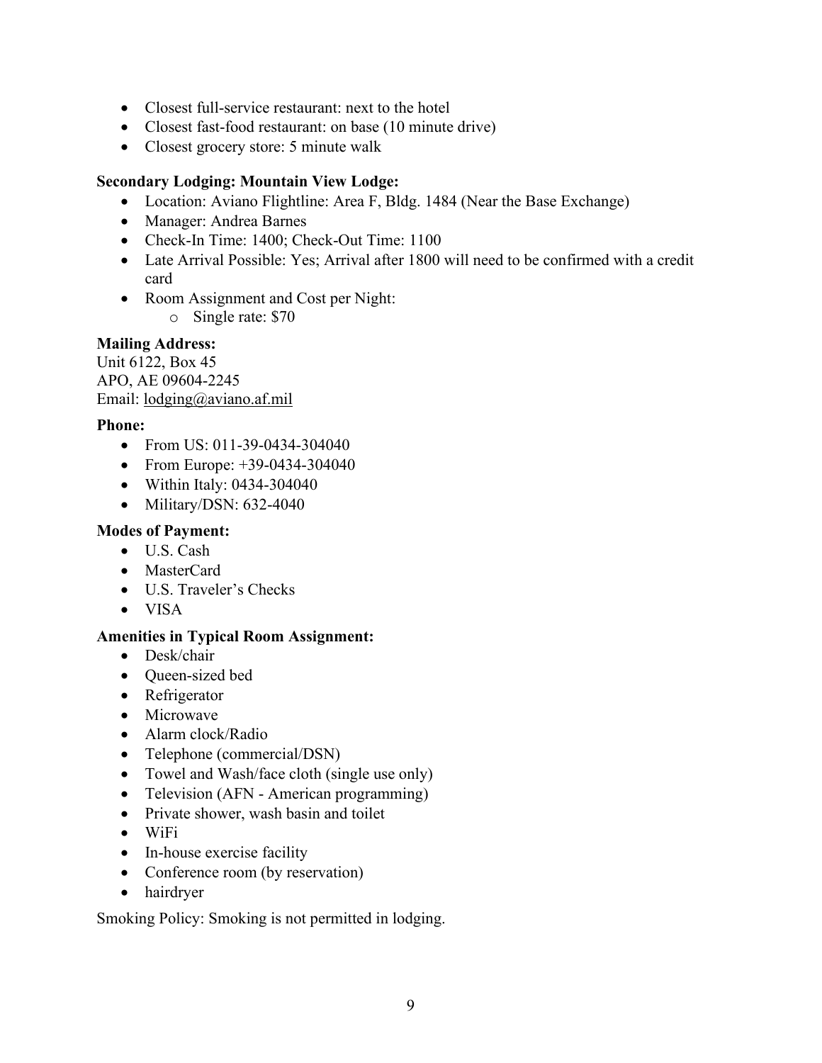- Closest full-service restaurant: next to the hotel
- Closest fast-food restaurant: on base (10 minute drive)
- Closest grocery store: 5 minute walk

**Secondary Lodging: Mountain View Lodge:**

- Location: Aviano Flightline: Area F, Bldg. 1484 (Near the Base Exchange)
- Manager: Andrea Barnes
- Check-In Time: 1400; Check-Out Time: 1100
- Late Arrival Possible: Yes; Arrival after 1800 will need to be confirmed with a credit card
- Room Assignment and Cost per Night:
    - Single rate: $70

**Mailing Address:**
Unit 6122, Box 45
APO, AE 09604-2245
Email: lodging@aviano.af.mil

**Phone:**

- From US: 011-39-0434-304040
- From Europe: +39-0434-304040
- Within Italy: 0434-304040
- Military/DSN: 632-4040

**Modes of Payment:**

- U.S. Cash
- MasterCard
- U.S. Traveler's Checks
- VISA

**Amenities in Typical Room Assignment:**

- Desk/chair
- Queen-sized bed
- Refrigerator
- Microwave
- Alarm clock/Radio
- Telephone (commercial/DSN)
- Towel and Wash/face cloth (single use only)
- Television (AFN - American programming)
- Private shower, wash basin and toilet
- WiFi
- In-house exercise facility
- Conference room (by reservation)
- hairdryer

Smoking Policy: Smoking is not permitted in lodging.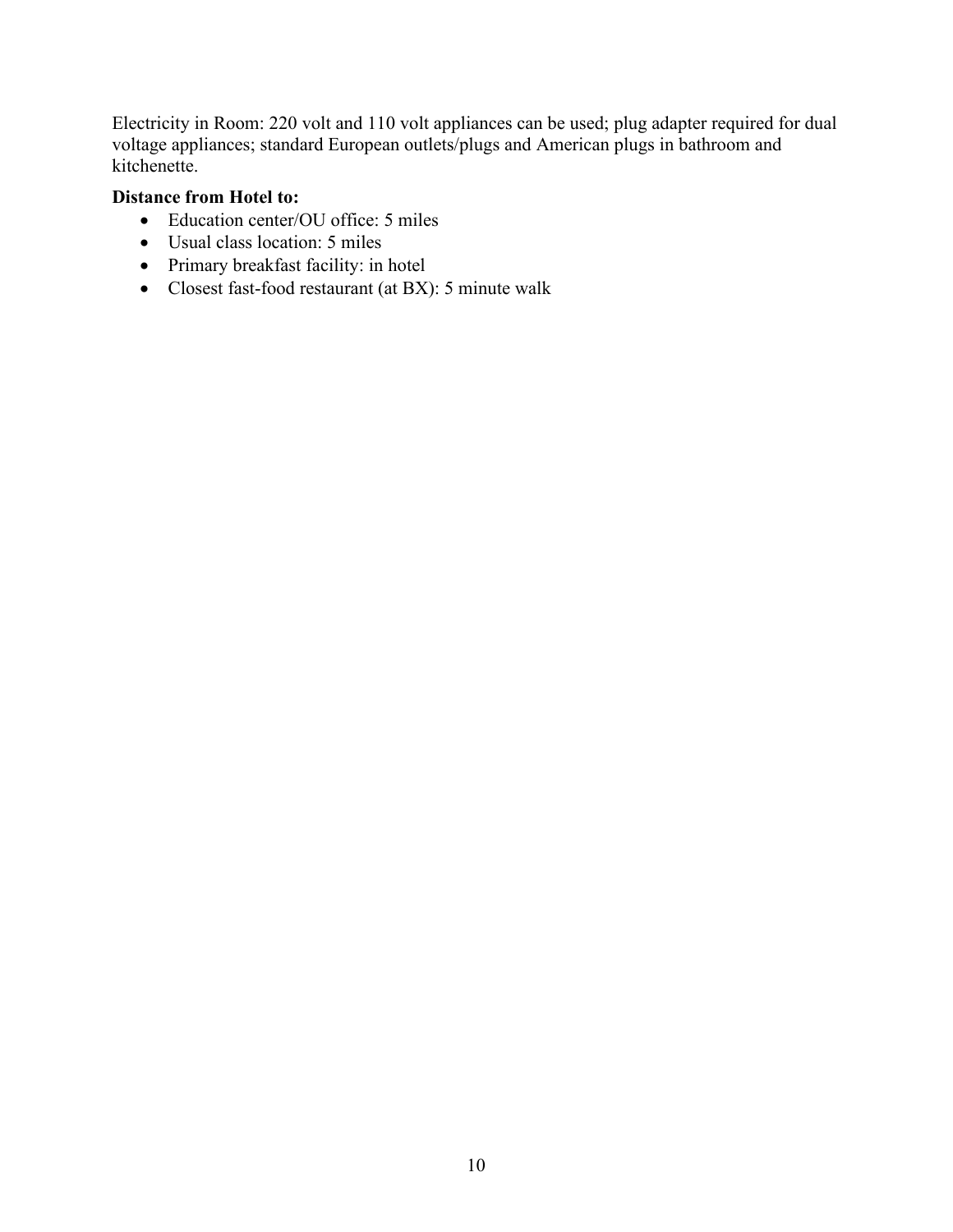Electricity in Room: 220 volt and 110 volt appliances can be used; plug adapter required for dual voltage appliances; standard European outlets/plugs and American plugs in bathroom and kitchenette.

**Distance from Hotel to:**

- Education center/OU office: 5 miles
- Usual class location: 5 miles
- Primary breakfast facility: in hotel
- Closest fast-food restaurant (at BX): 5 minute walk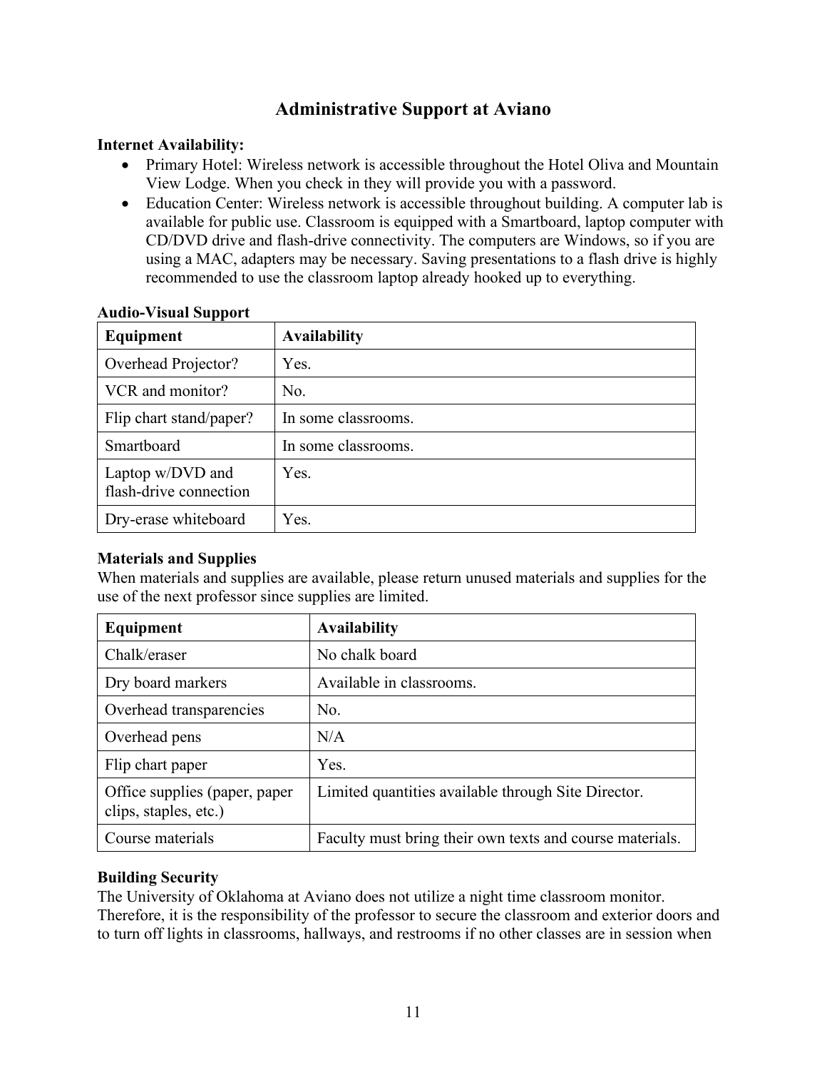## Administrative Support at Aviano

**Internet Availability:**

- Primary Hotel: Wireless network is accessible throughout the Hotel Oliva and Mountain View Lodge. When you check in they will provide you with a password.
- Education Center: Wireless network is accessible throughout building. A computer lab is available for public use. Classroom is equipped with a Smartboard, laptop computer with CD/DVD drive and flash-drive connectivity. The computers are Windows, so if you are using a MAC, adapters may be necessary. Saving presentations to a flash drive is highly recommended to use the classroom laptop already hooked up to everything.

**Audio-Visual Support**

| Equipment | Availability |
|---|---|
| Overhead Projector? | Yes. |
| VCR and monitor? | No. |
| Flip chart stand/paper? | In some classrooms. |
| Smartboard | In some classrooms. |
| Laptop w/DVD and flash-drive connection | Yes. |
| Dry-erase whiteboard | Yes. |

**Materials and Supplies**

When materials and supplies are available, please return unused materials and supplies for the use of the next professor since supplies are limited.

| Equipment | Availability |
|---|---|
| Chalk/eraser | No chalk board |
| Dry board markers | Available in classrooms. |
| Overhead transparencies | No. |
| Overhead pens | N/A |
| Flip chart paper | Yes. |
| Office supplies (paper, paper clips, staples, etc.) | Limited quantities available through Site Director. |
| Course materials | Faculty must bring their own texts and course materials. |

**Building Security**

The University of Oklahoma at Aviano does not utilize a night time classroom monitor. Therefore, it is the responsibility of the professor to secure the classroom and exterior doors and to turn off lights in classrooms, hallways, and restrooms if no other classes are in session when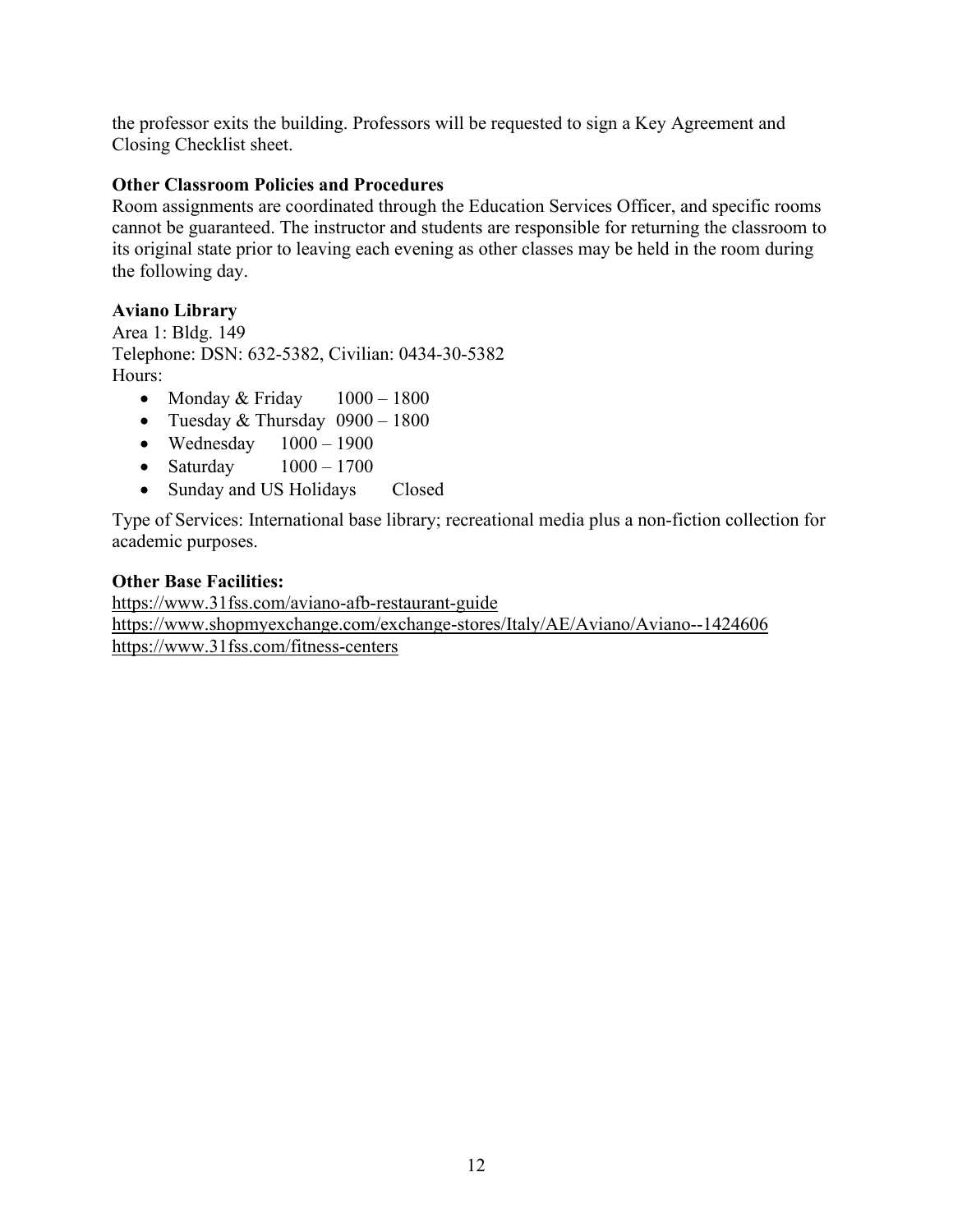the professor exits the building. Professors will be requested to sign a Key Agreement and Closing Checklist sheet.

**Other Classroom Policies and Procedures**

Room assignments are coordinated through the Education Services Officer, and specific rooms cannot be guaranteed. The instructor and students are responsible for returning the classroom to its original state prior to leaving each evening as other classes may be held in the room during the following day.

**Aviano Library**

Area 1: Bldg. 149
Telephone: DSN: 632-5382, Civilian: 0434-30-5382
Hours:

- Monday & Friday 1000 – 1800
- Tuesday & Thursday 0900 – 1800
- Wednesday 1000 – 1900
- Saturday 1000 – 1700
- Sunday and US Holidays Closed

Type of Services: International base library; recreational media plus a non-fiction collection for academic purposes.

**Other Base Facilities:**

https://www.31fss.com/aviano-afb-restaurant-guide
https://www.shopmyexchange.com/exchange-stores/Italy/AE/Aviano/Aviano--1424606
https://www.31fss.com/fitness-centers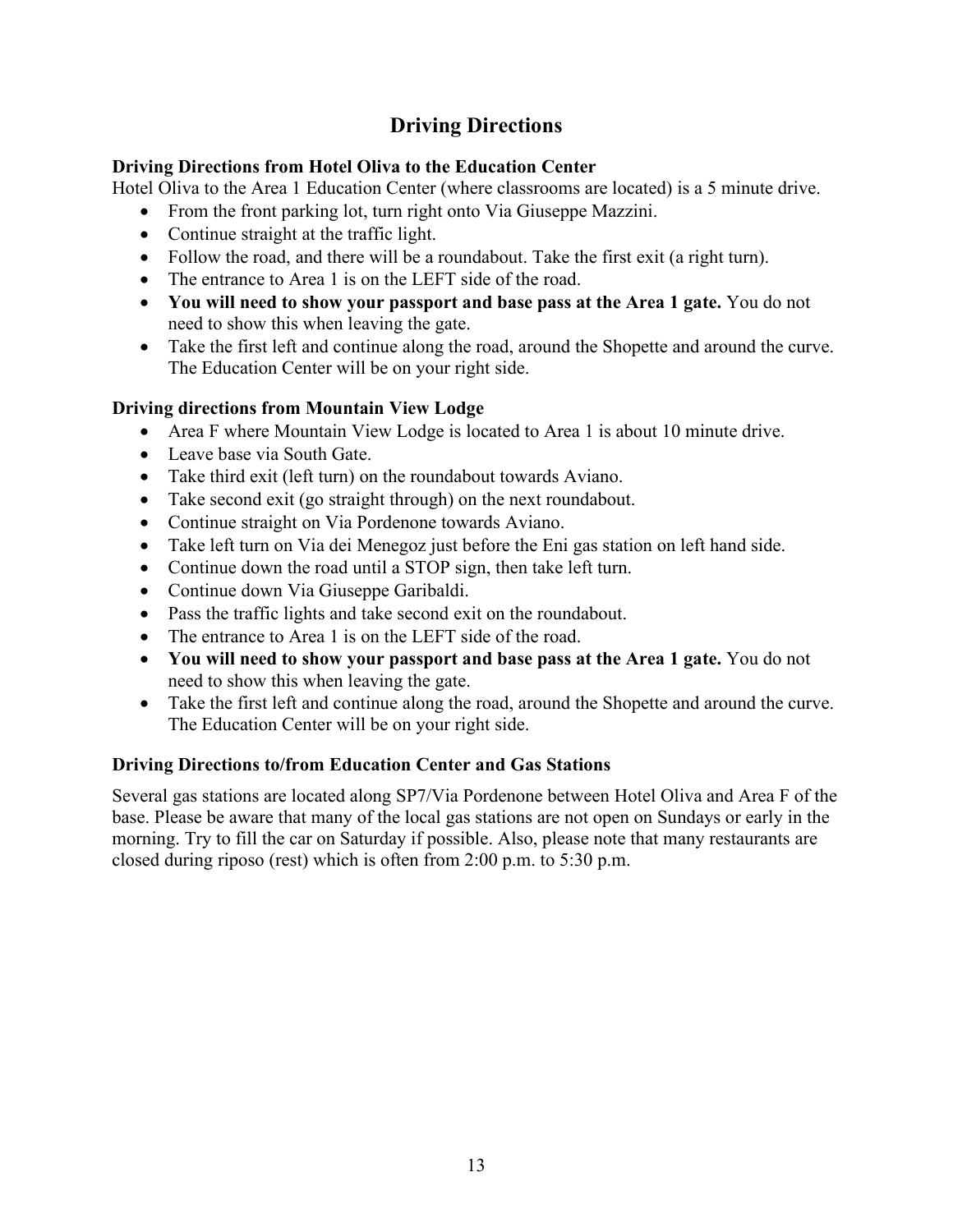# Driving Directions

**Driving Directions from Hotel Oliva to the Education Center**

Hotel Oliva to the Area 1 Education Center (where classrooms are located) is a 5 minute drive.

- From the front parking lot, turn right onto Via Giuseppe Mazzini.
- Continue straight at the traffic light.
- Follow the road, and there will be a roundabout. Take the first exit (a right turn).
- The entrance to Area 1 is on the LEFT side of the road.
- **You will need to show your passport and base pass at the Area 1 gate.** You do not need to show this when leaving the gate.
- Take the first left and continue along the road, around the Shopette and around the curve. The Education Center will be on your right side.

**Driving directions from Mountain View Lodge**

- Area F where Mountain View Lodge is located to Area 1 is about 10 minute drive.
- Leave base via South Gate.
- Take third exit (left turn) on the roundabout towards Aviano.
- Take second exit (go straight through) on the next roundabout.
- Continue straight on Via Pordenone towards Aviano.
- Take left turn on Via dei Menegoz just before the Eni gas station on left hand side.
- Continue down the road until a STOP sign, then take left turn.
- Continue down Via Giuseppe Garibaldi.
- Pass the traffic lights and take second exit on the roundabout.
- The entrance to Area 1 is on the LEFT side of the road.
- **You will need to show your passport and base pass at the Area 1 gate.** You do not need to show this when leaving the gate.
- Take the first left and continue along the road, around the Shopette and around the curve. The Education Center will be on your right side.

**Driving Directions to/from Education Center and Gas Stations**

Several gas stations are located along SP7/Via Pordenone between Hotel Oliva and Area F of the base. Please be aware that many of the local gas stations are not open on Sundays or early in the morning. Try to fill the car on Saturday if possible. Also, please note that many restaurants are closed during riposo (rest) which is often from 2:00 p.m. to 5:30 p.m.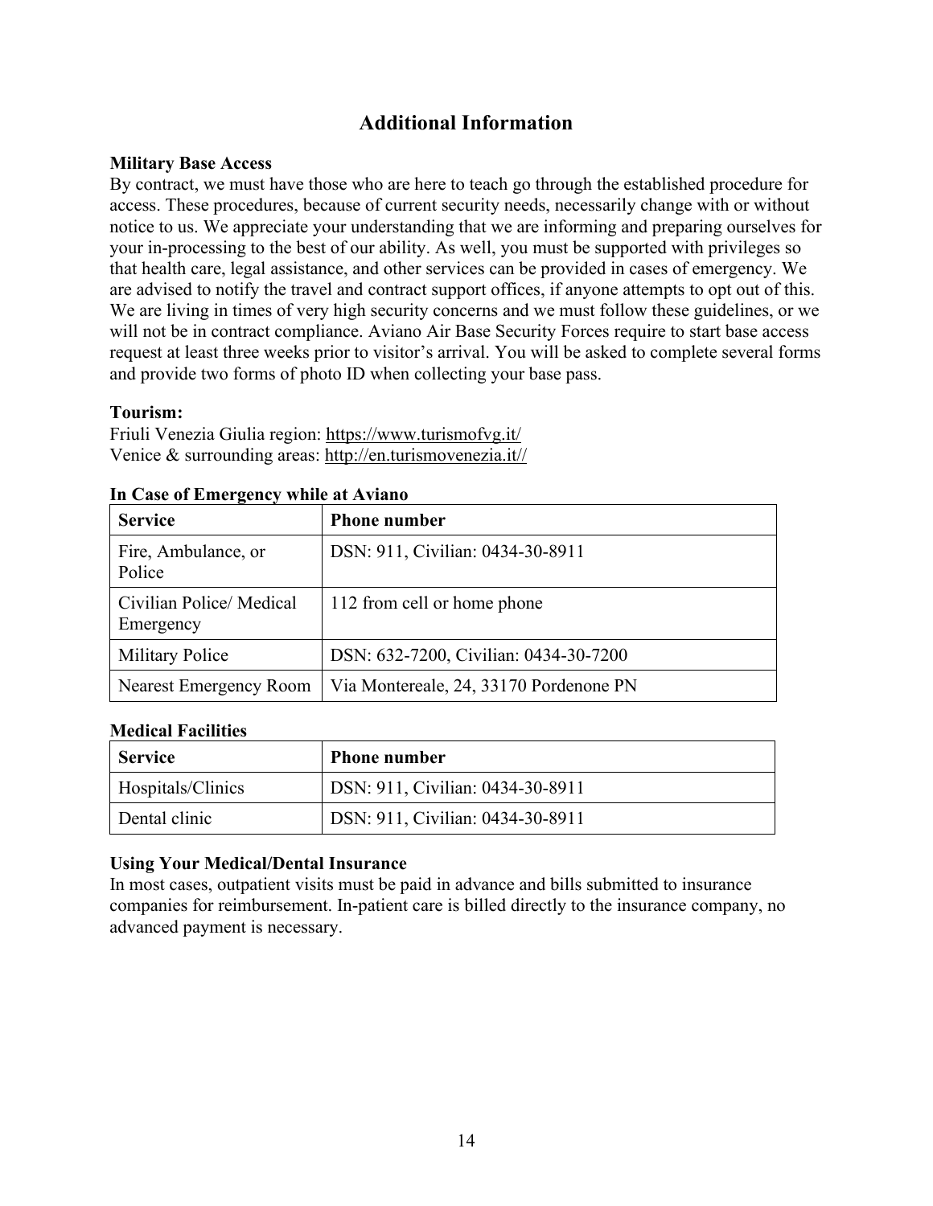## Additional Information

**Military Base Access**
By contract, we must have those who are here to teach go through the established procedure for access. These procedures, because of current security needs, necessarily change with or without notice to us. We appreciate your understanding that we are informing and preparing ourselves for your in-processing to the best of our ability. As well, you must be supported with privileges so that health care, legal assistance, and other services can be provided in cases of emergency. We are advised to notify the travel and contract support offices, if anyone attempts to opt out of this. We are living in times of very high security concerns and we must follow these guidelines, or we will not be in contract compliance. Aviano Air Base Security Forces require to start base access request at least three weeks prior to visitor's arrival. You will be asked to complete several forms and provide two forms of photo ID when collecting your base pass.

**Tourism:**
Friuli Venezia Giulia region: https://www.turismofvg.it/
Venice & surrounding areas: http://en.turismovenezia.it//

**In Case of Emergency while at Aviano**

| Service | Phone number |
|---|---|
| Fire, Ambulance, or Police | DSN: 911, Civilian: 0434-30-8911 |
| Civilian Police/ Medical Emergency | 112 from cell or home phone |
| Military Police | DSN: 632-7200, Civilian: 0434-30-7200 |
| Nearest Emergency Room | Via Montereale, 24, 33170 Pordenone PN |

**Medical Facilities**

| Service | Phone number |
|---|---|
| Hospitals/Clinics | DSN: 911, Civilian: 0434-30-8911 |
| Dental clinic | DSN: 911, Civilian: 0434-30-8911 |

**Using Your Medical/Dental Insurance**
In most cases, outpatient visits must be paid in advance and bills submitted to insurance companies for reimbursement. In-patient care is billed directly to the insurance company, no advanced payment is necessary.